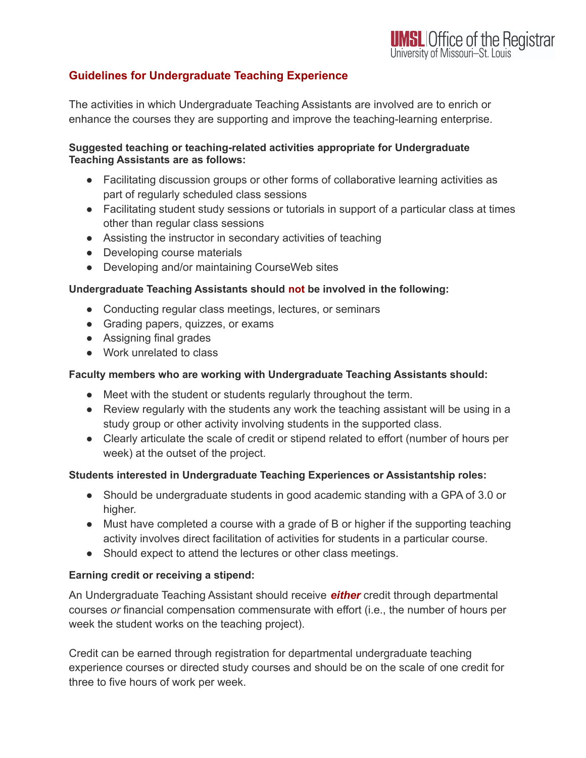UMSL | Office of the Registrar
University of Missouri–St. Louis

## Guidelines for Undergraduate Teaching Experience

The activities in which Undergraduate Teaching Assistants are involved are to enrich or enhance the courses they are supporting and improve the teaching-learning enterprise.

**Suggested teaching or teaching-related activities appropriate for Undergraduate Teaching Assistants are as follows:**

- Facilitating discussion groups or other forms of collaborative learning activities as part of regularly scheduled class sessions
- Facilitating student study sessions or tutorials in support of a particular class at times other than regular class sessions
- Assisting the instructor in secondary activities of teaching
- Developing course materials
- Developing and/or maintaining CourseWeb sites

**Undergraduate Teaching Assistants should not be involved in the following:**

- Conducting regular class meetings, lectures, or seminars
- Grading papers, quizzes, or exams
- Assigning final grades
- Work unrelated to class

**Faculty members who are working with Undergraduate Teaching Assistants should:**

- Meet with the student or students regularly throughout the term.
- Review regularly with the students any work the teaching assistant will be using in a study group or other activity involving students in the supported class.
- Clearly articulate the scale of credit or stipend related to effort (number of hours per week) at the outset of the project.

**Students interested in Undergraduate Teaching Experiences or Assistantship roles:**

- Should be undergraduate students in good academic standing with a GPA of 3.0 or higher.
- Must have completed a course with a grade of B or higher if the supporting teaching activity involves direct facilitation of activities for students in a particular course.
- Should expect to attend the lectures or other class meetings.

**Earning credit or receiving a stipend:**

An Undergraduate Teaching Assistant should receive ***either*** credit through departmental courses *or* financial compensation commensurate with effort (i.e., the number of hours per week the student works on the teaching project).

Credit can be earned through registration for departmental undergraduate teaching experience courses or directed study courses and should be on the scale of one credit for three to five hours of work per week.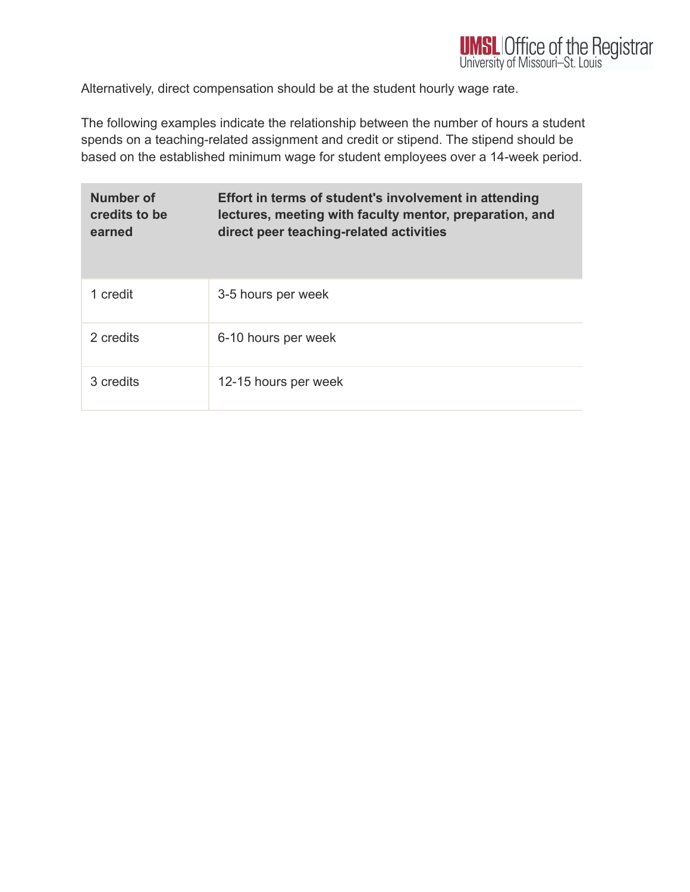Alternatively, direct compensation should be at the student hourly wage rate.

The following examples indicate the relationship between the number of hours a student spends on a teaching-related assignment and credit or stipend. The stipend should be based on the established minimum wage for student employees over a 14-week period.

| Number of credits to be earned | Effort in terms of student's involvement in attending lectures, meeting with faculty mentor, preparation, and direct peer teaching-related activities |
|---|---|
| 1 credit | 3-5 hours per week |
| 2 credits | 6-10 hours per week |
| 3 credits | 12-15 hours per week |